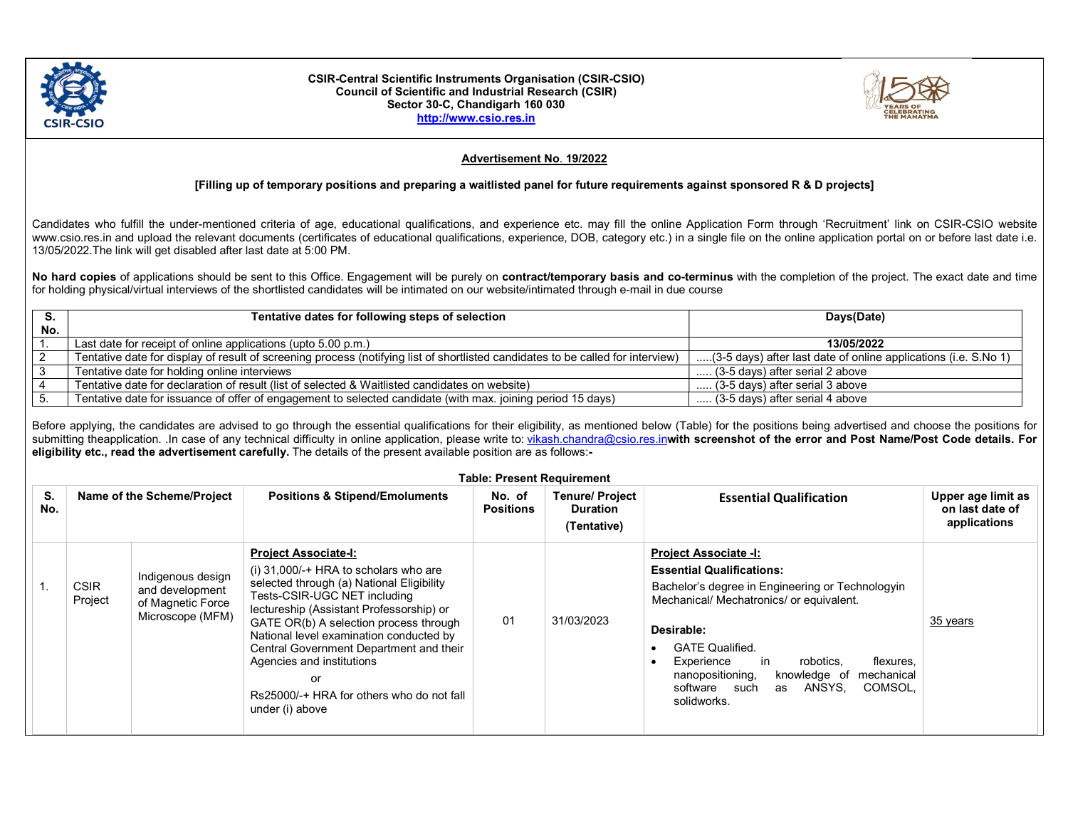**CSIR-Central Scientific Instruments Organisation (CSIR-CSIO)**
**Council of Scientific and Industrial Research (CSIR)**
**Sector 30-C, Chandigarh 160 030**
**http://www.csio.res.in**

## Advertisement No. 19/2022

**[Filling up of temporary positions and preparing a waitlisted panel for future requirements against sponsored R & D projects]**

Candidates who fulfill the under-mentioned criteria of age, educational qualifications, and experience etc. may fill the online Application Form through 'Recruitment' link on CSIR-CSIO website www.csio.res.in and upload the relevant documents (certificates of educational qualifications, experience, DOB, category etc.) in a single file on the online application portal on or before last date i.e. 13/05/2022.The link will get disabled after last date at 5:00 PM.

**No hard copies** of applications should be sent to this Office. Engagement will be purely on **contract/temporary basis and co-terminus** with the completion of the project. The exact date and time for holding physical/virtual interviews of the shortlisted candidates will be intimated on our website/intimated through e-mail in due course

| S. No. | Tentative dates for following steps of selection | Days(Date) |
|---|---|---|
| 1. | Last date for receipt of online applications (upto 5.00 p.m.) | **13/05/2022** |
| 2 | Tentative date for display of result of screening process (notifying list of shortlisted candidates to be called for interview) | .....(3-5 days) after last date of online applications (i.e. S.No 1) |
| 3 | Tentative date for holding online interviews | ..... (3-5 days) after serial 2 above |
| 4 | Tentative date for declaration of result (list of selected & Waitlisted candidates on website) | ..... (3-5 days) after serial 3 above |
| 5. | Tentative date for issuance of offer of engagement to selected candidate (with max. joining period 15 days) | ..... (3-5 days) after serial 4 above |

Before applying, the candidates are advised to go through the essential qualifications for their eligibility, as mentioned below (Table) for the positions being advertised and choose the positions for submitting theapplication. .In case of any technical difficulty in online application, please write to: vikash.chandra@csio.res.in**with screenshot of the error and Post Name/Post Code details. For eligibility etc., read the advertisement carefully.** The details of the present available position are as follows:-

**Table: Present Requirement**

| S. No. | Name of the Scheme/Project | | Positions & Stipend/Emoluments | No. of Positions | Tenure/ Project Duration (Tentative) | Essential Qualification | Upper age limit as on last date of applications |
|---|---|---|---|---|---|---|---|
| 1. | CSIR Project | Indigenous design and development of Magnetic Force Microscope (MFM) | **Project Associate-I:**<br>(i) 31,000/-+ HRA to scholars who are selected through (a) National Eligibility Tests-CSIR-UGC NET including lectureship (Assistant Professorship) or GATE OR(b) A selection process through National level examination conducted by Central Government Department and their Agencies and institutions<br>or<br>Rs25000/-+ HRA for others who do not fall under (i) above | 01 | 31/03/2023 | **Project Associate -I:**<br>**Essential Qualifications:**<br>Bachelor's degree in Engineering or Technologyin Mechanical/ Mechatronics/ or equivalent.<br>**Desirable:**<br>• GATE Qualified.<br>• Experience in robotics, flexures, nanopositioning, knowledge of mechanical software such as ANSYS, COMSOL, solidworks. | 35 years |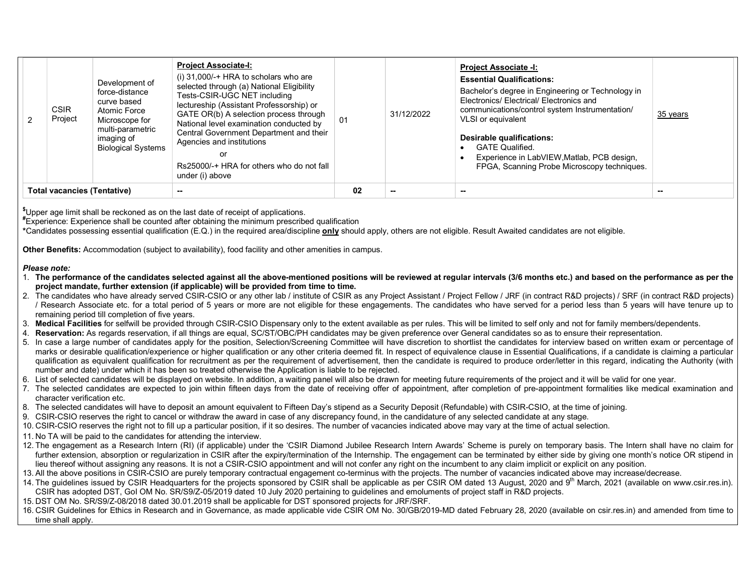| 2 | CSIR Project | Development of force-distance curve based Atomic Force Microscope for multi-parametric imaging of Biological Systems | **Project Associate-I:** (i) 31,000/-+ HRA to scholars who are selected through (a) National Eligibility Tests-CSIR-UGC NET including lectureship (Assistant Professorship) or GATE OR(b) A selection process through National level examination conducted by Central Government Department and their Agencies and institutions or Rs25000/-+ HRA for others who do not fall under (i) above | 01 | 31/12/2022 | **Project Associate -I:** **Essential Qualifications:** Bachelor's degree in Engineering or Technology in Electronics/ Electrical/ Electronics and communications/control system Instrumentation/ VLSI or equivalent **Desirable qualifications:** • GATE Qualified. • Experience in LabVIEW,Matlab, PCB design, FPGA, Scanning Probe Microscopy techniques. | 35 years |
|---|---|---|---|---|---|---|---|
| **Total vacancies (Tentative)** | | | -- | **02** | -- | -- | -- |

[$]Upper age limit shall be reckoned as on the last date of receipt of applications.
[#]Experience: Experience shall be counted after obtaining the minimum prescribed qualification
*Candidates possessing essential qualification (E.Q.) in the required area/discipline **only** should apply, others are not eligible. Result Awaited candidates are not eligible.

**Other Benefits:** Accommodation (subject to availability), food facility and other amenities in campus.

***Please note:***

1. **The performance of the candidates selected against all the above-mentioned positions will be reviewed at regular intervals (3/6 months etc.) and based on the performance as per the project mandate, further extension (if applicable) will be provided from time to time.**
2. The candidates who have already served CSIR-CSIO or any other lab / institute of CSIR as any Project Assistant / Project Fellow / JRF (in contract R&D projects) / SRF (in contract R&D projects) / Research Associate etc. for a total period of 5 years or more are not eligible for these engagements. The candidates who have served for a period less than 5 years will have tenure up to remaining period till completion of five years.
3. **Medical Facilities** for selfwill be provided through CSIR-CSIO Dispensary only to the extent available as per rules. This will be limited to self only and not for family members/dependents.
4. **Reservation:** As regards reservation, if all things are equal, SC/ST/OBC/PH candidates may be given preference over General candidates so as to ensure their representation.
5. In case a large number of candidates apply for the position, Selection/Screening Committee will have discretion to shortlist the candidates for interview based on written exam or percentage of marks or desirable qualification/experience or higher qualification or any other criteria deemed fit. In respect of equivalence clause in Essential Qualifications, if a candidate is claiming a particular qualification as equivalent qualification for recruitment as per the requirement of advertisement, then the candidate is required to produce order/letter in this regard, indicating the Authority (with number and date) under which it has been so treated otherwise the Application is liable to be rejected.
6. List of selected candidates will be displayed on website. In addition, a waiting panel will also be drawn for meeting future requirements of the project and it will be valid for one year.
7. The selected candidates are expected to join within fifteen days from the date of receiving offer of appointment, after completion of pre-appointment formalities like medical examination and character verification etc.
8. The selected candidates will have to deposit an amount equivalent to Fifteen Day's stipend as a Security Deposit (Refundable) with CSIR-CSIO, at the time of joining.
9. CSIR-CSIO reserves the right to cancel or withdraw the award in case of any discrepancy found, in the candidature of any selected candidate at any stage.
10. CSIR-CSIO reserves the right not to fill up a particular position, if it so desires. The number of vacancies indicated above may vary at the time of actual selection.
11. No TA will be paid to the candidates for attending the interview.
12. The engagement as a Research Intern (RI) (if applicable) under the 'CSIR Diamond Jubilee Research Intern Awards' Scheme is purely on temporary basis. The Intern shall have no claim for further extension, absorption or regularization in CSIR after the expiry/termination of the Internship. The engagement can be terminated by either side by giving one month's notice OR stipend in lieu thereof without assigning any reasons. It is not a CSIR-CSIO appointment and will not confer any right on the incumbent to any claim implicit or explicit on any position.
13. All the above positions in CSIR-CSIO are purely temporary contractual engagement co-terminus with the projects. The number of vacancies indicated above may increase/decrease.
14. The guidelines issued by CSIR Headquarters for the projects sponsored by CSIR shall be applicable as per CSIR OM dated 13 August, 2020 and 9th March, 2021 (available on www.csir.res.in). CSIR has adopted DST, GoI OM No. SR/S9/Z-05/2019 dated 10 July 2020 pertaining to guidelines and emoluments of project staff in R&D projects.
15. DST OM No. SR/S9/Z-08/2018 dated 30.01.2019 shall be applicable for DST sponsored projects for JRF/SRF.
16. CSIR Guidelines for Ethics in Research and in Governance, as made applicable vide CSIR OM No. 30/GB/2019-MD dated February 28, 2020 (available on csir.res.in) and amended from time to time shall apply.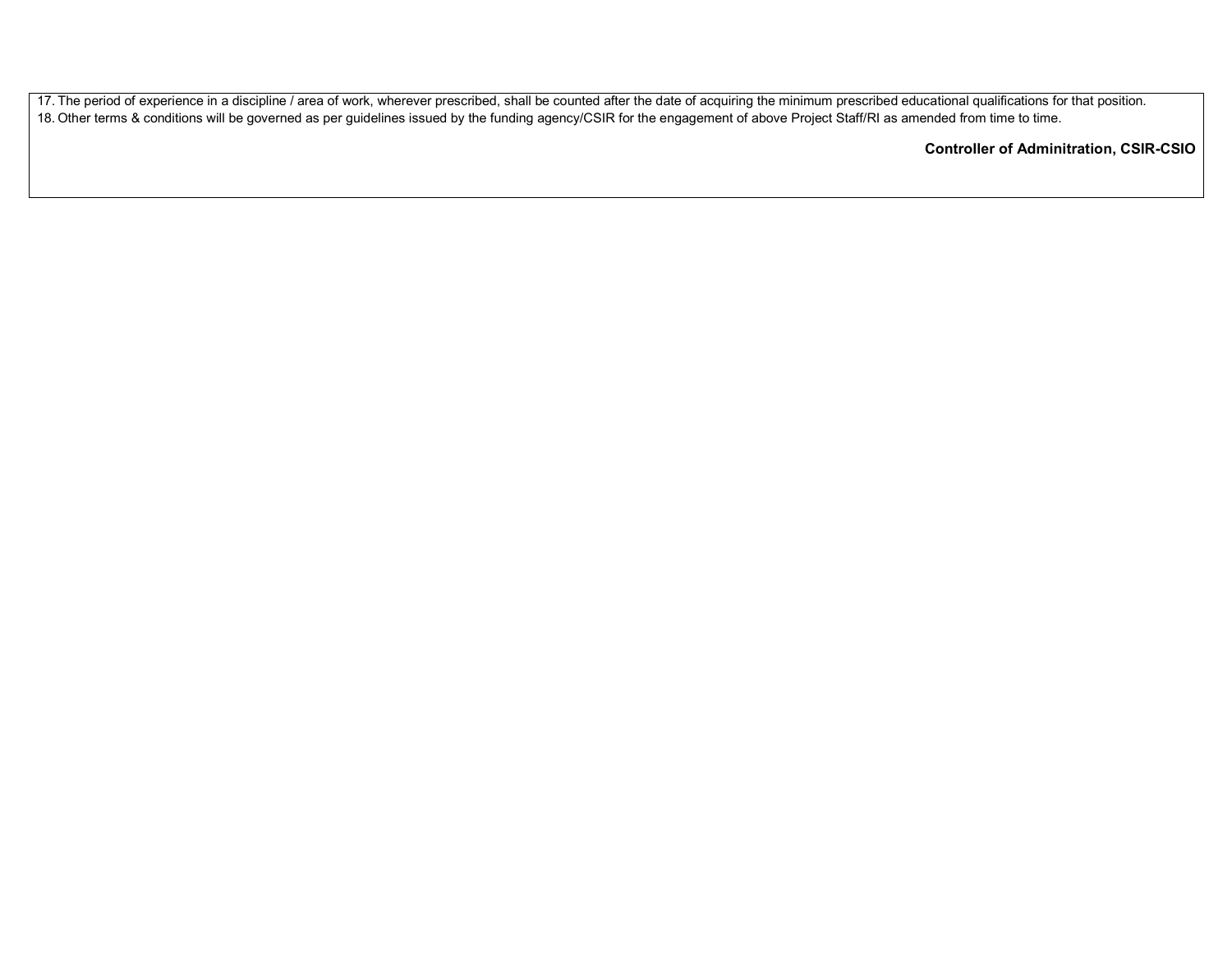17. The period of experience in a discipline / area of work, wherever prescribed, shall be counted after the date of acquiring the minimum prescribed educational qualifications for that position.
18. Other terms & conditions will be governed as per guidelines issued by the funding agency/CSIR for the engagement of above Project Staff/RI as amended from time to time.

**Controller of Adminitration, CSIR-CSIO**